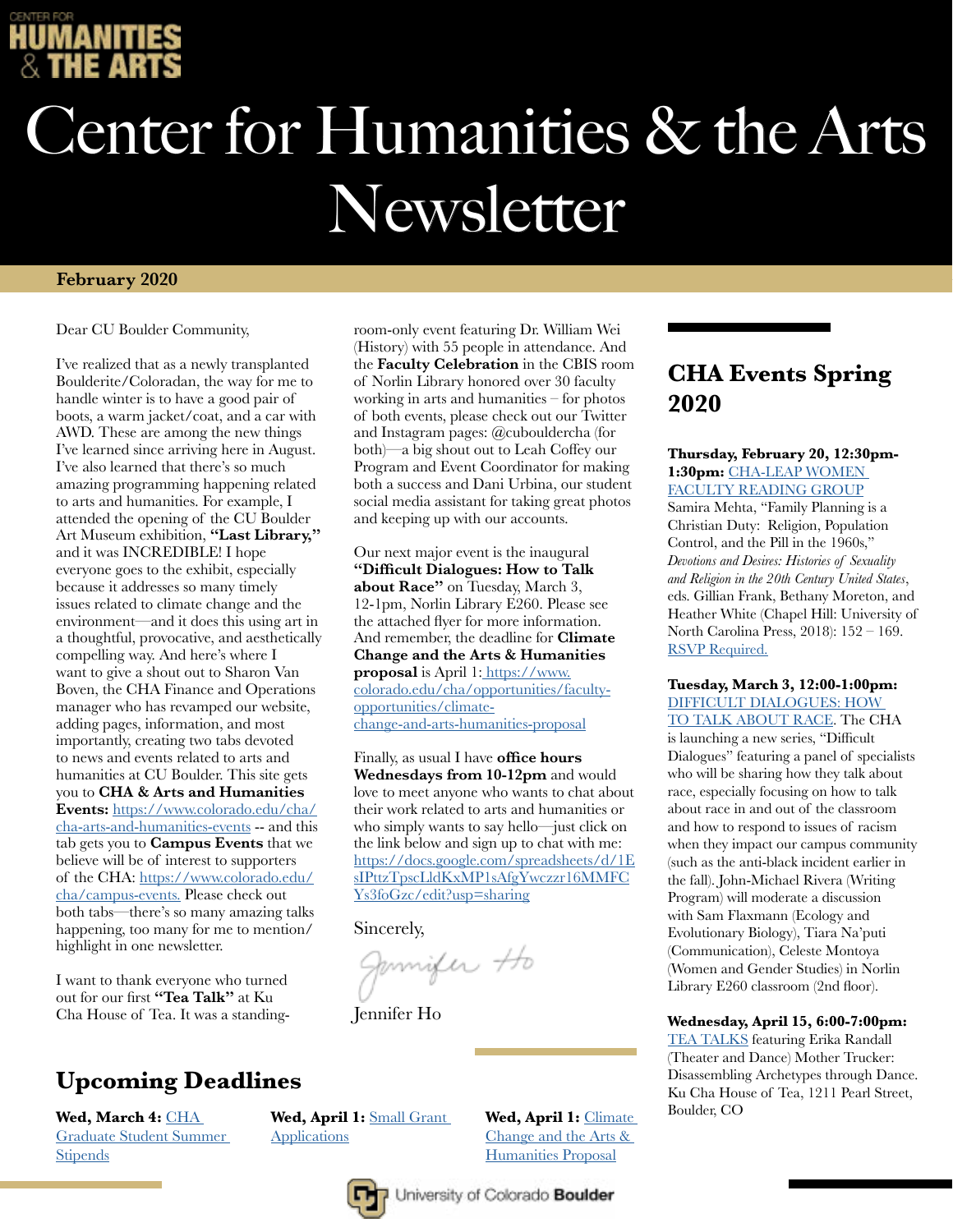CENTER FOR HUMANITIES & THE ARTS

# Center for Humanities & the Arts Newsletter

**February 2020**

Dear CU Boulder Community,

I've realized that as a newly transplanted Boulderite/Coloradan, the way for me to handle winter is to have a good pair of boots, a warm jacket/coat, and a car with AWD. These are among the new things I've learned since arriving here in August. I've also learned that there's so much amazing programming happening related to arts and humanities. For example, I attended the opening of the CU Boulder Art Museum exhibition, **"Last Library,"** and it was INCREDIBLE! I hope everyone goes to the exhibit, especially because it addresses so many timely issues related to climate change and the environment—and it does this using art in a thoughtful, provocative, and aesthetically compelling way. And here's where I want to give a shout out to Sharon Van Boven, the CHA Finance and Operations manager who has revamped our website, adding pages, information, and most importantly, creating two tabs devoted to news and events related to arts and humanities at CU Boulder. This site gets you to **CHA & Arts and Humanities Events:** https://www.colorado.edu/cha/cha-arts-and-humanities-events -- and this tab gets you to **Campus Events** that we believe will be of interest to supporters of the CHA: https://www.colorado.edu/cha/campus-events. Please check out both tabs—there's so many amazing talks happening, too many for me to mention/highlight in one newsletter.

I want to thank everyone who turned out for our first **"Tea Talk"** at Ku Cha House of Tea. It was a standing-room-only event featuring Dr. William Wei (History) with 55 people in attendance. And the **Faculty Celebration** in the CBIS room of Norlin Library honored over 30 faculty working in arts and humanities – for photos of both events, please check out our Twitter and Instagram pages: @cuouldercha (for both)—a big shout out to Leah Coffey our Program and Event Coordinator for making both a success and Dani Urbina, our student social media assistant for taking great photos and keeping up with our accounts.

Our next major event is the inaugural **"Difficult Dialogues: How to Talk about Race"** on Tuesday, March 3, 12-1pm, Norlin Library E260. Please see the attached flyer for more information. And remember, the deadline for **Climate Change and the Arts & Humanities proposal** is April 1: https://www.colorado.edu/cha/opportunities/faculty-opportunities/climate-change-and-arts-humanities-proposal

Finally, as usual I have **office hours Wednesdays from 10-12pm** and would love to meet anyone who wants to chat about their work related to arts and humanities or who simply wants to say hello—just click on the link below and sign up to chat with me: https://docs.google.com/spreadsheets/d/1EsIPttzTpscLldKxMP1sAfgYwczzr16MMFCYs3foGzc/edit?usp=sharing

Sincerely,

Jennifer Ho

Jennifer Ho

## CHA Events Spring 2020

**Thursday, February 20, 12:30pm-1:30pm:** CHA-LEAP WOMEN FACULTY READING GROUP Samira Mehta, "Family Planning is a Christian Duty: Religion, Population Control, and the Pill in the 1960s," *Devotions and Desires: Histories of Sexuality and Religion in the 20th Century United States*, eds. Gillian Frank, Bethany Moreton, and Heather White (Chapel Hill: University of North Carolina Press, 2018): 152 – 169. RSVP Required.

**Tuesday, March 3, 12:00-1:00pm:** DIFFICULT DIALOGUES: HOW TO TALK ABOUT RACE. The CHA is launching a new series, "Difficult Dialogues" featuring a panel of specialists who will be sharing how they talk about race, especially focusing on how to talk about race in and out of the classroom and how to respond to issues of racism when they impact our campus community (such as the anti-black incident earlier in the fall). John-Michael Rivera (Writing Program) will moderate a discussion with Sam Flaxmann (Ecology and Evolutionary Biology), Tiara Na'puti (Communication), Celeste Montoya (Women and Gender Studies) in Norlin Library E260 classroom (2nd floor).

**Wednesday, April 15, 6:00-7:00pm:** TEA TALKS featuring Erika Randall (Theater and Dance) Mother Trucker: Disassembling Archetypes through Dance. Ku Cha House of Tea, 1211 Pearl Street, Boulder, CO

## Upcoming Deadlines

**Wed, March 4:** CHA Graduate Student Summer Stipends

**Wed, April 1:** Small Grant Applications

**Wed, April 1:** Climate Change and the Arts & Humanities Proposal

University of Colorado Boulder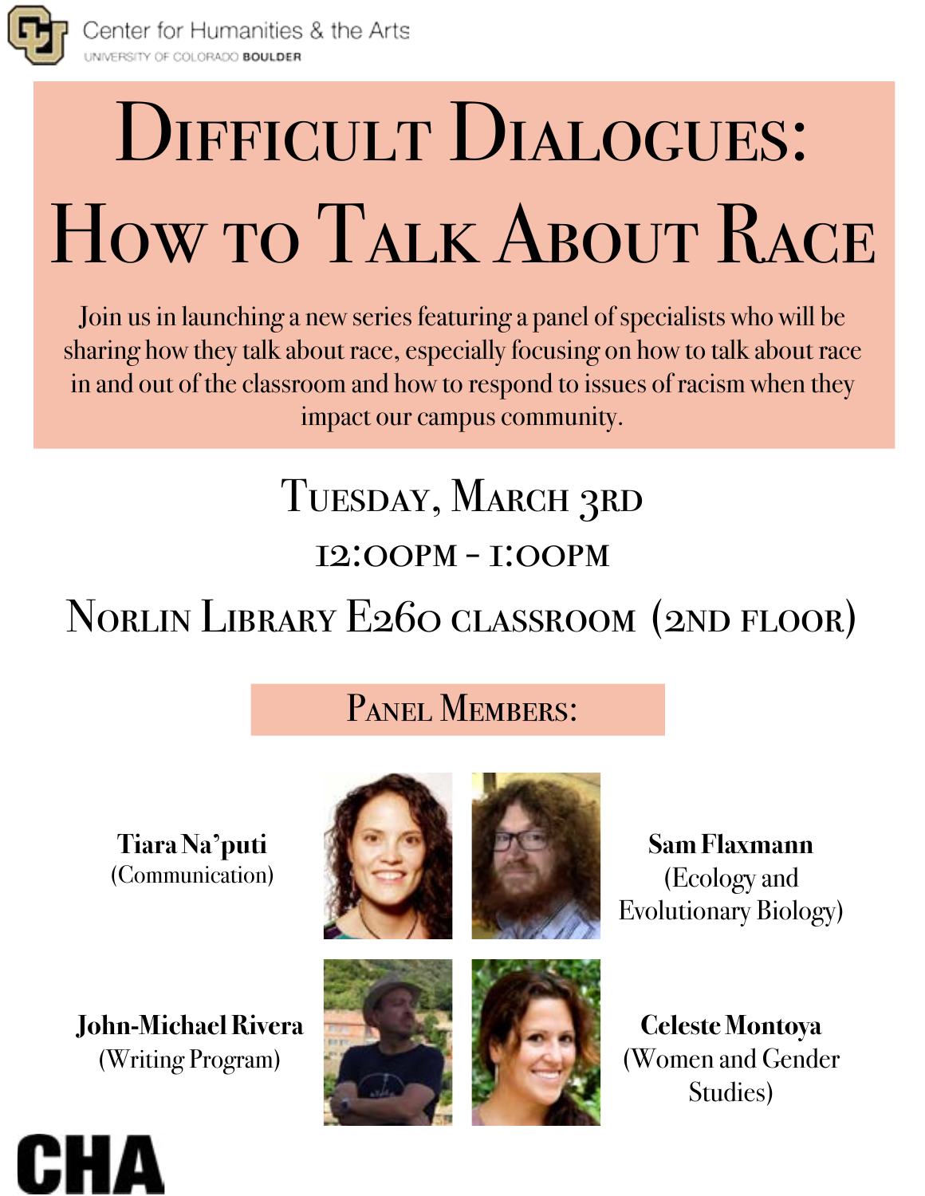Center for Humanities & the Arts
UNIVERSITY OF COLORADO **BOULDER**

# Difficult Dialogues: How to Talk About Race

Join us in launching a new series featuring a panel of specialists who will be sharing how they talk about race, especially focusing on how to talk about race in and out of the classroom and how to respond to issues of racism when they impact our campus community.

## Tuesday, March 3rd

## 12:00pm - 1:00pm

## Norlin Library E260 classroom (2nd floor)

### Panel Members:

**Tiara Na'puti**
(Communication)

**Sam Flaxmann**
(Ecology and Evolutionary Biology)

**John-Michael Rivera**
(Writing Program)

**Celeste Montoya**
(Women and Gender Studies)

CHA